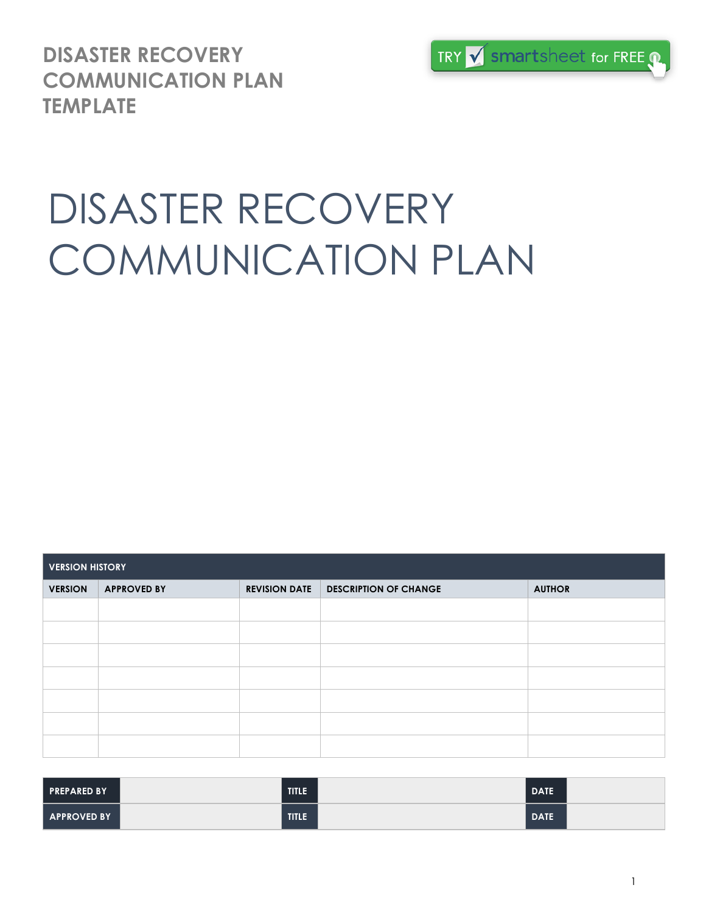DISASTER RECOVERY COMMUNICATION PLAN TEMPLATE

TRY smartsheet for FREE

# DISASTER RECOVERY COMMUNICATION PLAN

| VERSION HISTORY | | | | |
|---|---|---|---|---|
| VERSION | APPROVED BY | REVISION DATE | DESCRIPTION OF CHANGE | AUTHOR |
| | | | | |
| | | | | |
| | | | | |
| | | | | |
| | | | | |
| | | | | |
| | | | | |

| | | | | | |
|---|---|---|---|---|---|
| PREPARED BY | | TITLE | | DATE | |
| APPROVED BY | | TITLE | | DATE | |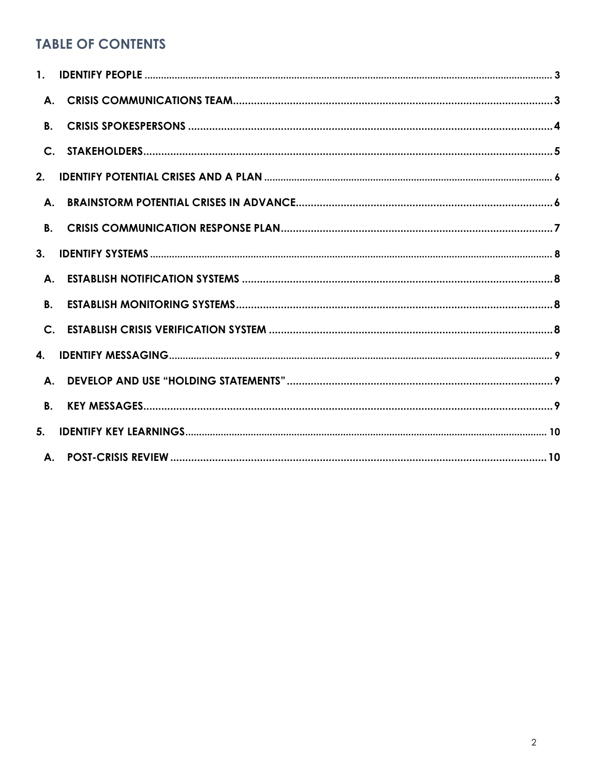## TABLE OF CONTENTS

1. **IDENTIFY PEOPLE** .......... 3
   - A. **CRISIS COMMUNICATIONS TEAM** .......... 3
   - B. **CRISIS SPOKESPERSONS** .......... 4
   - C. **STAKEHOLDERS** .......... 5
2. **IDENTIFY POTENTIAL CRISES AND A PLAN** .......... 6
   - A. **BRAINSTORM POTENTIAL CRISES IN ADVANCE** .......... 6
   - B. **CRISIS COMMUNICATION RESPONSE PLAN** .......... 7
3. **IDENTIFY SYSTEMS** .......... 8
   - A. **ESTABLISH NOTIFICATION SYSTEMS** .......... 8
   - B. **ESTABLISH MONITORING SYSTEMS** .......... 8
   - C. **ESTABLISH CRISIS VERIFICATION SYSTEM** .......... 8
4. **IDENTIFY MESSAGING** .......... 9
   - A. **DEVELOP AND USE "HOLDING STATEMENTS"** .......... 9
   - B. **KEY MESSAGES** .......... 9
5. **IDENTIFY KEY LEARNINGS** .......... 10
   - A. **POST-CRISIS REVIEW** .......... 10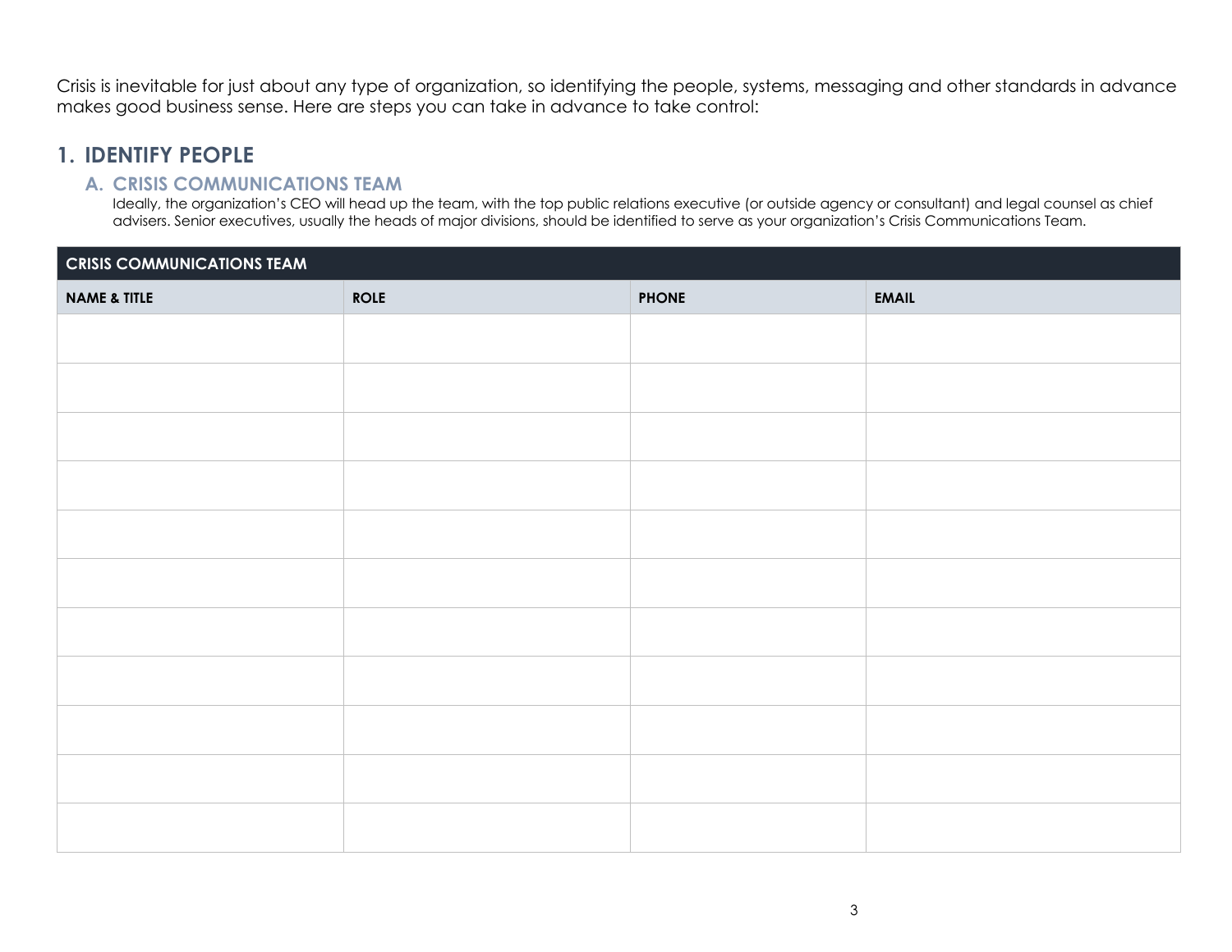Crisis is inevitable for just about any type of organization, so identifying the people, systems, messaging and other standards in advance makes good business sense. Here are steps you can take in advance to take control:

## 1. IDENTIFY PEOPLE

### A. CRISIS COMMUNICATIONS TEAM

Ideally, the organization's CEO will head up the team, with the top public relations executive (or outside agency or consultant) and legal counsel as chief advisers. Senior executives, usually the heads of major divisions, should be identified to serve as your organization's Crisis Communications Team.

| CRISIS COMMUNICATIONS TEAM | | | |
|---|---|---|---|
| **NAME & TITLE** | **ROLE** | **PHONE** | **EMAIL** |
| | | | |
| | | | |
| | | | |
| | | | |
| | | | |
| | | | |
| | | | |
| | | | |
| | | | |
| | | | |
| | | | |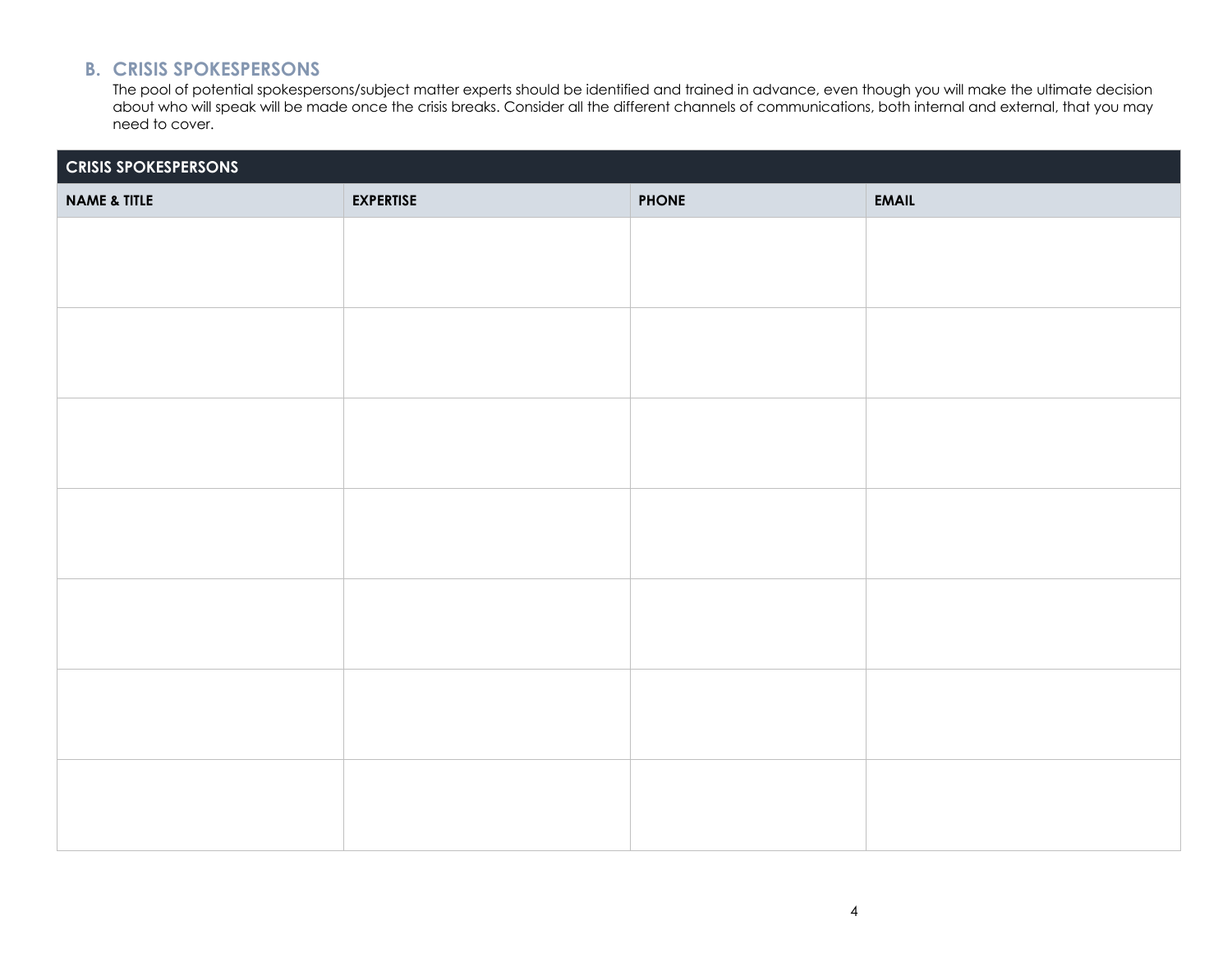## B. CRISIS SPOKESPERSONS

The pool of potential spokespersons/subject matter experts should be identified and trained in advance, even though you will make the ultimate decision about who will speak will be made once the crisis breaks. Consider all the different channels of communications, both internal and external, that you may need to cover.

| CRISIS SPOKESPERSONS | | | |
|---|---|---|---|
| **NAME & TITLE** | **EXPERTISE** | **PHONE** | **EMAIL** |
| | | | |
| | | | |
| | | | |
| | | | |
| | | | |
| | | | |
| | | | |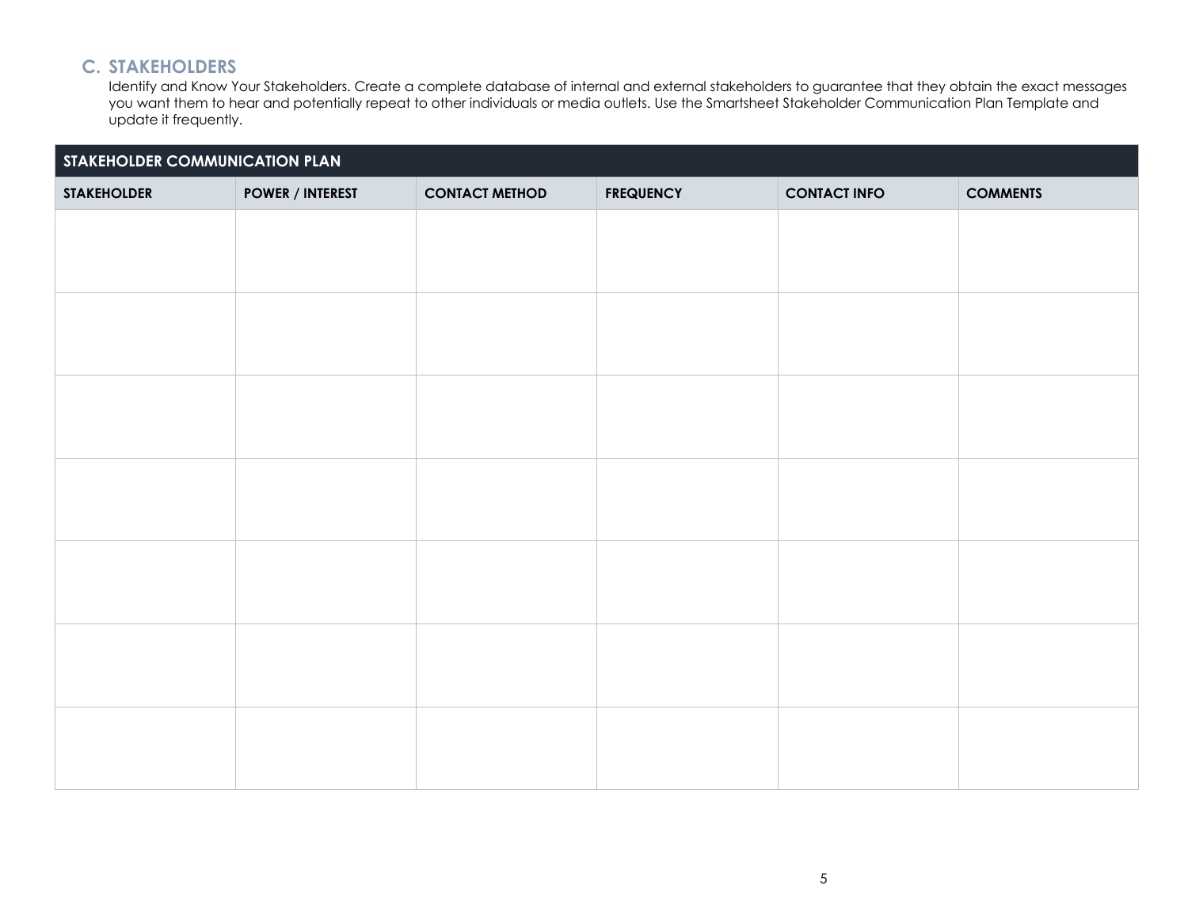## C. STAKEHOLDERS

Identify and Know Your Stakeholders. Create a complete database of internal and external stakeholders to guarantee that they obtain the exact messages you want them to hear and potentially repeat to other individuals or media outlets. Use the Smartsheet Stakeholder Communication Plan Template and update it frequently.

| STAKEHOLDER COMMUNICATION PLAN | | | | | |
|---|---|---|---|---|---|
| **STAKEHOLDER** | **POWER / INTEREST** | **CONTACT METHOD** | **FREQUENCY** | **CONTACT INFO** | **COMMENTS** |
| | | | | | |
| | | | | | |
| | | | | | |
| | | | | | |
| | | | | | |
| | | | | | |
| | | | | | |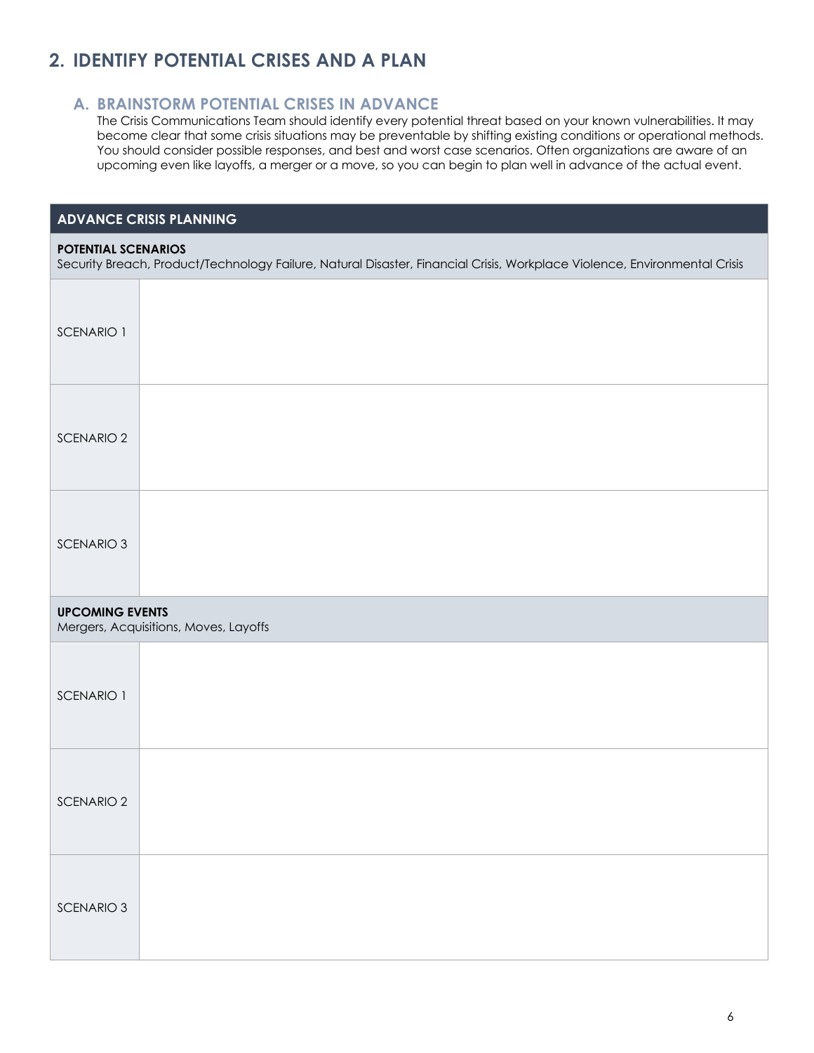## 2. IDENTIFY POTENTIAL CRISES AND A PLAN

### A. BRAINSTORM POTENTIAL CRISES IN ADVANCE

The Crisis Communications Team should identify every potential threat based on your known vulnerabilities. It may become clear that some crisis situations may be preventable by shifting existing conditions or operational methods. You should consider possible responses, and best and worst case scenarios. Often organizations are aware of an upcoming even like layoffs, a merger or a move, so you can begin to plan well in advance of the actual event.

| ADVANCE CRISIS PLANNING | |
|---|---|
| **POTENTIAL SCENARIOS** Security Breach, Product/Technology Failure, Natural Disaster, Financial Crisis, Workplace Violence, Environmental Crisis | |
| SCENARIO 1 | |
| SCENARIO 2 | |
| SCENARIO 3 | |
| **UPCOMING EVENTS** Mergers, Acquisitions, Moves, Layoffs | |
| SCENARIO 1 | |
| SCENARIO 2 | |
| SCENARIO 3 | |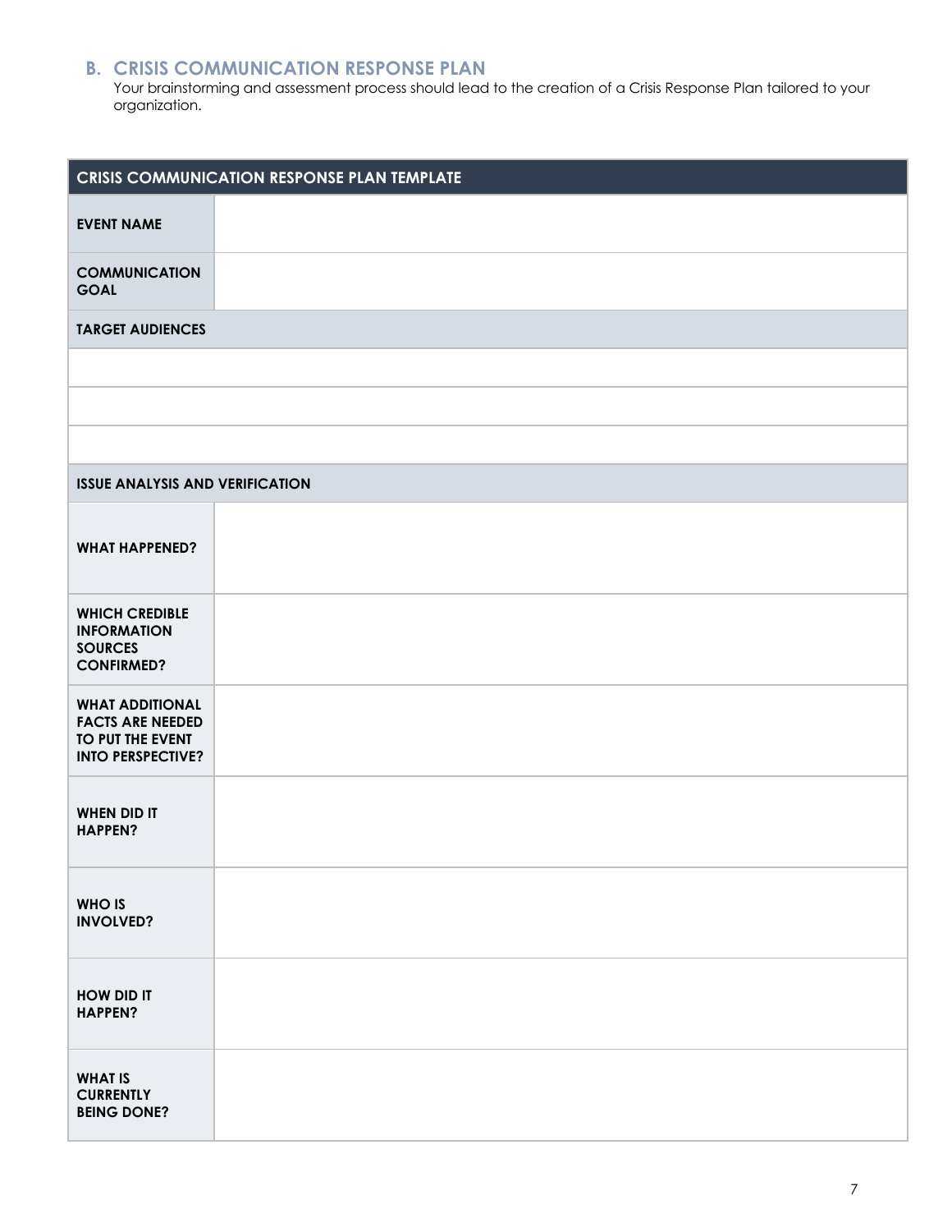## B. CRISIS COMMUNICATION RESPONSE PLAN

Your brainstorming and assessment process should lead to the creation of a Crisis Response Plan tailored to your organization.

| CRISIS COMMUNICATION RESPONSE PLAN TEMPLATE | |
|---|---|
| **EVENT NAME** | |
| **COMMUNICATION GOAL** | |
| **TARGET AUDIENCES** | |
| | |
| | |
| | |
| **ISSUE ANALYSIS AND VERIFICATION** | |
| **WHAT HAPPENED?** | |
| **WHICH CREDIBLE INFORMATION SOURCES CONFIRMED?** | |
| **WHAT ADDITIONAL FACTS ARE NEEDED TO PUT THE EVENT INTO PERSPECTIVE?** | |
| **WHEN DID IT HAPPEN?** | |
| **WHO IS INVOLVED?** | |
| **HOW DID IT HAPPEN?** | |
| **WHAT IS CURRENTLY BEING DONE?** | |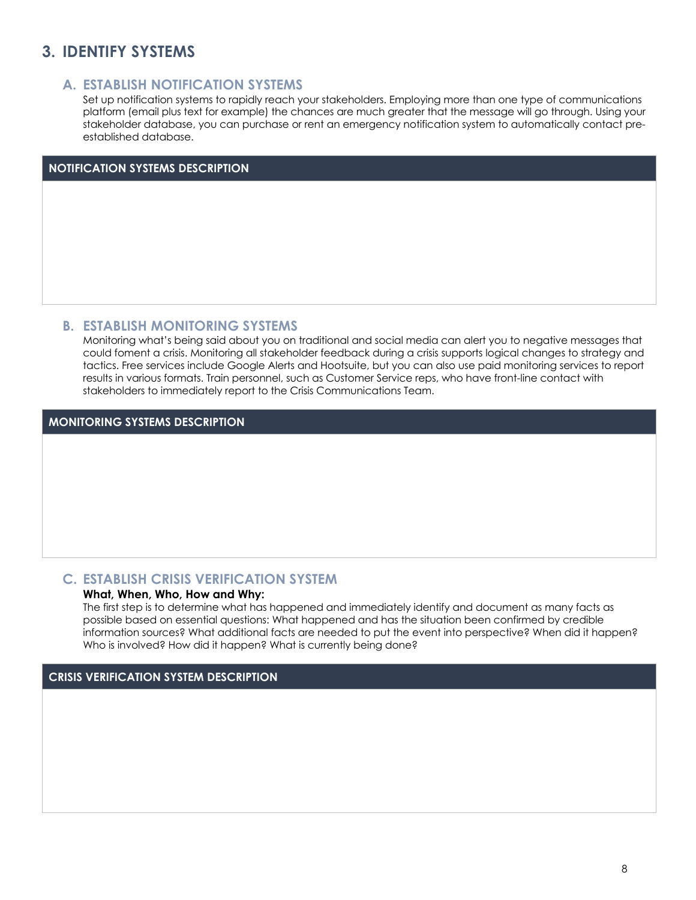## 3. IDENTIFY SYSTEMS

### A. ESTABLISH NOTIFICATION SYSTEMS

Set up notification systems to rapidly reach your stakeholders. Employing more than one type of communications platform (email plus text for example) the chances are much greater that the message will go through. Using your stakeholder database, you can purchase or rent an emergency notification system to automatically contact pre-established database.

| NOTIFICATION SYSTEMS DESCRIPTION |
| --- |
| |

### B. ESTABLISH MONITORING SYSTEMS

Monitoring what's being said about you on traditional and social media can alert you to negative messages that could foment a crisis. Monitoring all stakeholder feedback during a crisis supports logical changes to strategy and tactics. Free services include Google Alerts and Hootsuite, but you can also use paid monitoring services to report results in various formats. Train personnel, such as Customer Service reps, who have front-line contact with stakeholders to immediately report to the Crisis Communications Team.

| MONITORING SYSTEMS DESCRIPTION |
| --- |
| |

### C. ESTABLISH CRISIS VERIFICATION SYSTEM

**What, When, Who, How and Why:**

The first step is to determine what has happened and immediately identify and document as many facts as possible based on essential questions: What happened and has the situation been confirmed by credible information sources? What additional facts are needed to put the event into perspective? When did it happen? Who is involved? How did it happen? What is currently being done?

| CRISIS VERIFICATION SYSTEM DESCRIPTION |
| --- |
| |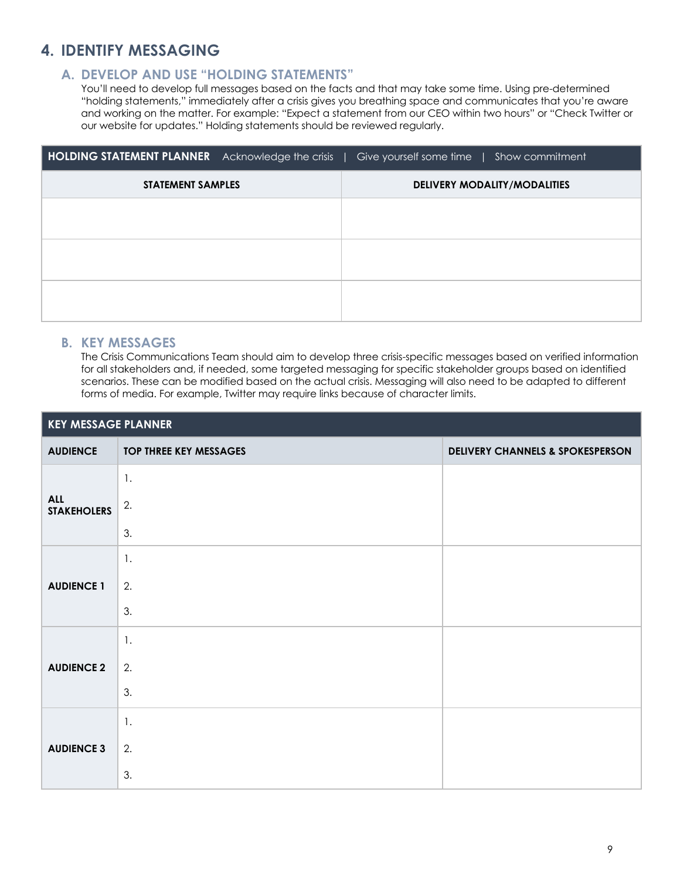## 4. IDENTIFY MESSAGING

### A. DEVELOP AND USE "HOLDING STATEMENTS"

You'll need to develop full messages based on the facts and that may take some time. Using pre-determined "holding statements," immediately after a crisis gives you breathing space and communicates that you're aware and working on the matter. For example: "Expect a statement from our CEO within two hours" or "Check Twitter or our website for updates." Holding statements should be reviewed regularly.

| **HOLDING STATEMENT PLANNER** Acknowledge the crisis \| Give yourself some time \| Show commitment | |
|---|---|
| **STATEMENT SAMPLES** | **DELIVERY MODALITY/MODALITIES** |
| | |
| | |
| | |

### B. KEY MESSAGES

The Crisis Communications Team should aim to develop three crisis-specific messages based on verified information for all stakeholders and, if needed, some targeted messaging for specific stakeholder groups based on identified scenarios. These can be modified based on the actual crisis. Messaging will also need to be adapted to different forms of media. For example, Twitter may require links because of character limits.

| **KEY MESSAGE PLANNER** | | |
|---|---|---|
| **AUDIENCE** | **TOP THREE KEY MESSAGES** | **DELIVERY CHANNELS & SPOKESPERSON** |
| **ALL STAKEHOLERS** | 1.<br>2.<br>3. | |
| **AUDIENCE 1** | 1.<br>2.<br>3. | |
| **AUDIENCE 2** | 1.<br>2.<br>3. | |
| **AUDIENCE 3** | 1.<br>2.<br>3. | |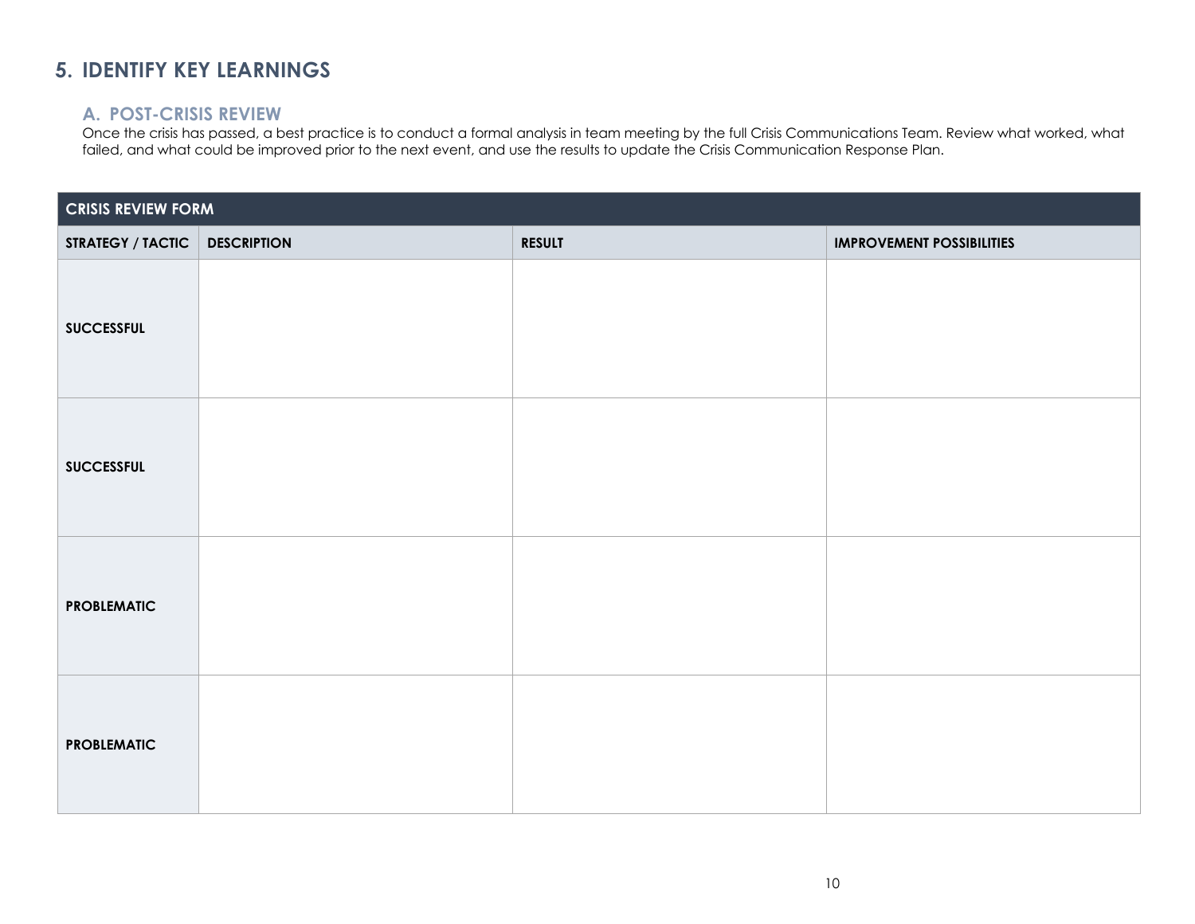## 5. IDENTIFY KEY LEARNINGS

### A. POST-CRISIS REVIEW

Once the crisis has passed, a best practice is to conduct a formal analysis in team meeting by the full Crisis Communications Team. Review what worked, what failed, and what could be improved prior to the next event, and use the results to update the Crisis Communication Response Plan.

| CRISIS REVIEW FORM | | | |
|---|---|---|---|
| **STRATEGY / TACTIC** | **DESCRIPTION** | **RESULT** | **IMPROVEMENT POSSIBILITIES** |
| **SUCCESSFUL** | | | |
| **SUCCESSFUL** | | | |
| **PROBLEMATIC** | | | |
| **PROBLEMATIC** | | | |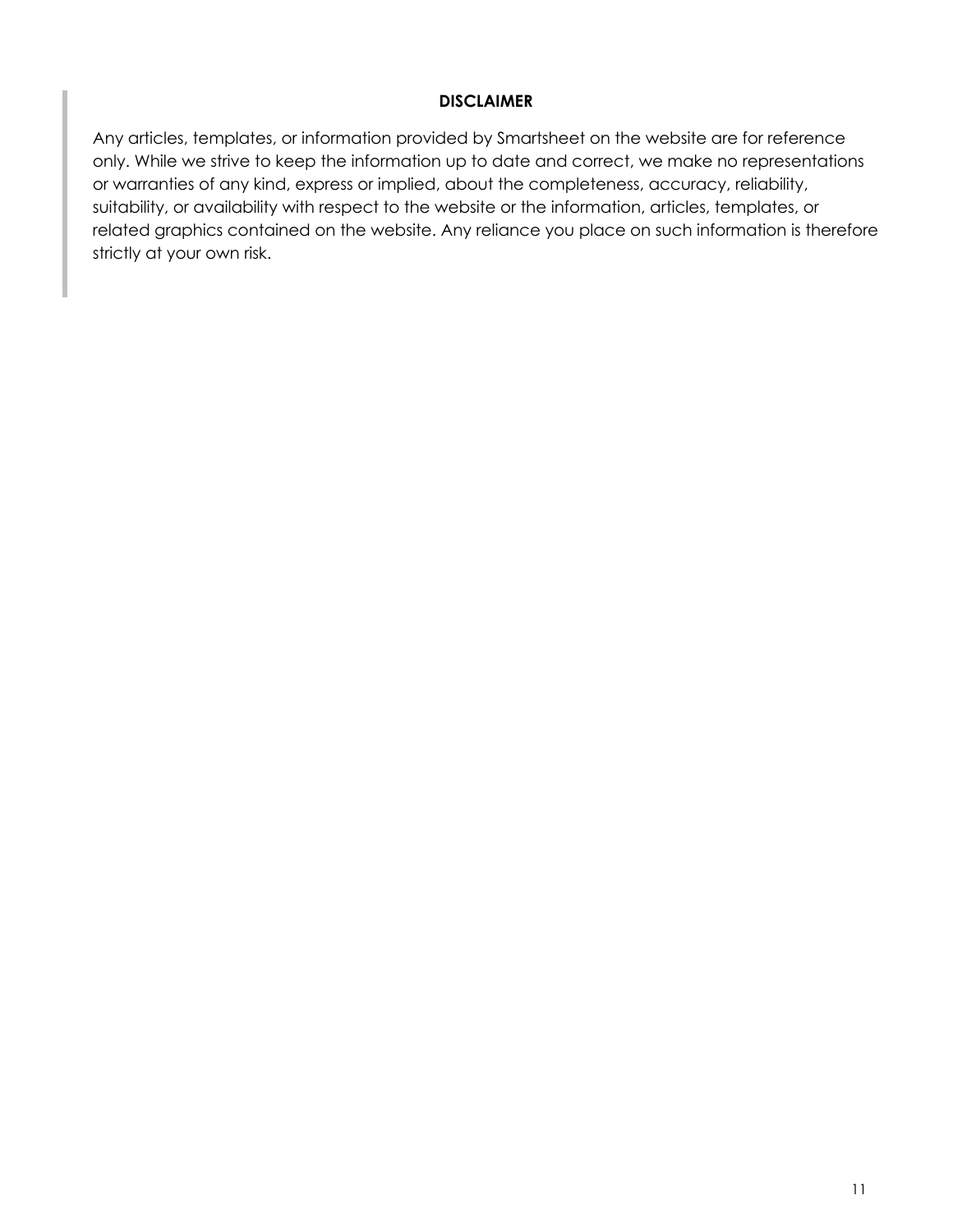**DISCLAIMER**

Any articles, templates, or information provided by Smartsheet on the website are for reference only. While we strive to keep the information up to date and correct, we make no representations or warranties of any kind, express or implied, about the completeness, accuracy, reliability, suitability, or availability with respect to the website or the information, articles, templates, or related graphics contained on the website. Any reliance you place on such information is therefore strictly at your own risk.